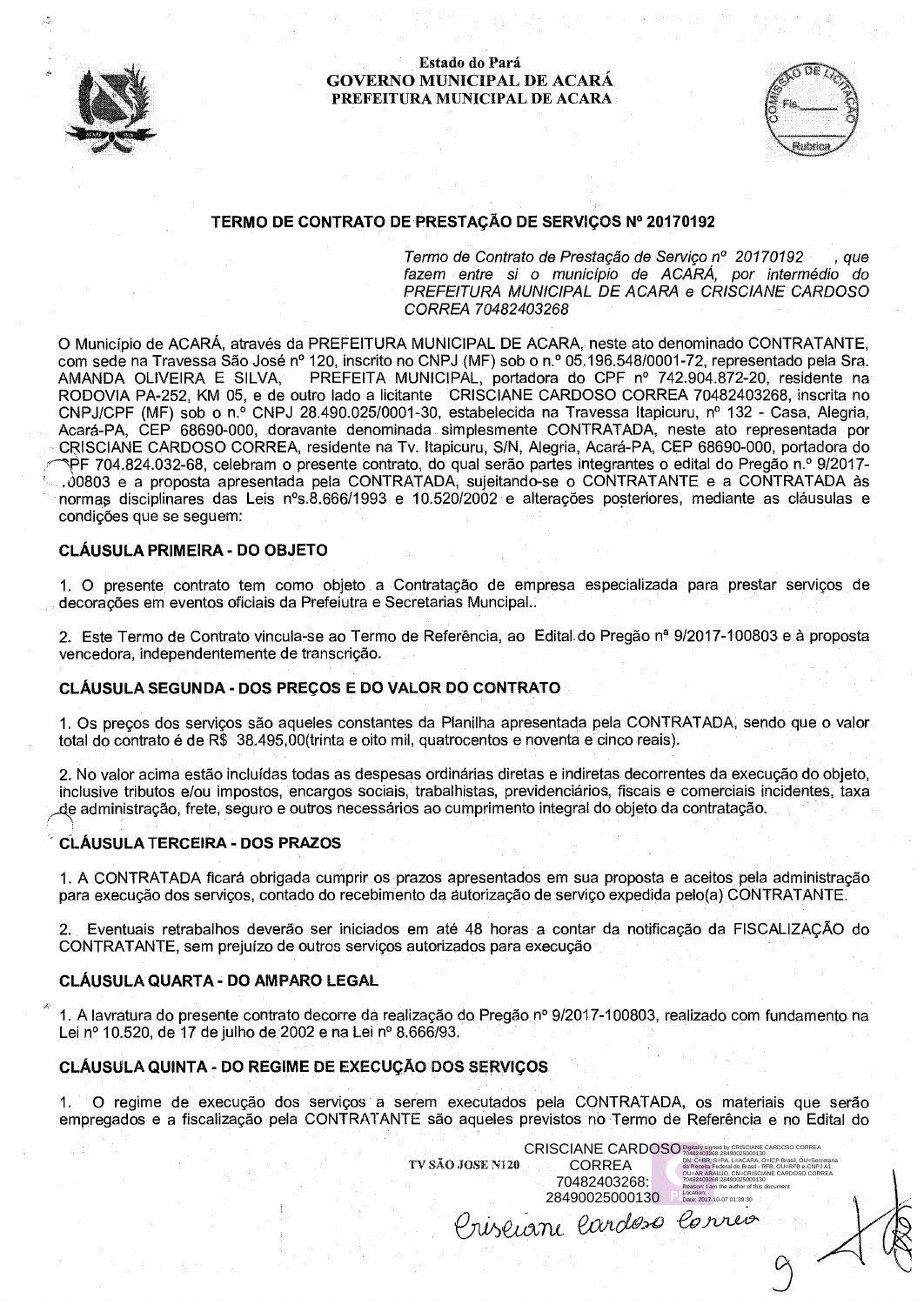Estado do Pará
**GOVERNO MUNICIPAL DE ACARÁ**
**PREFEITURA MUNICIPAL DE ACARA**

## TERMO DE CONTRATO DE PRESTAÇÃO DE SERVIÇOS Nº 20170192

*Termo de Contrato de Prestação de Serviço nº 20170192 , que fazem entre si o município de ACARÁ, por intermédio do PREFEITURA MUNICIPAL DE ACARA e CRISCIANE CARDOSO CORREA 70482403268*

O Município de ACARÁ, através da PREFEITURA MUNICIPAL DE ACARA, neste ato denominado CONTRATANTE, com sede na Travessa São José nº 120, inscrito no CNPJ (MF) sob o n.º 05.196.548/0001-72, representado pela Sra. AMANDA OLIVEIRA E SILVA, PREFEITA MUNICIPAL, portadora do CPF nº 742.904.872-20, residente na RODOVIA PA-252, KM 05, e de outro lado a licitante CRISCIANE CARDOSO CORREA 70482403268, inscrita no CNPJ/CPF (MF) sob o n.º CNPJ 28.490.025/0001-30, estabelecida na Travessa Itapicuru, nº 132 - Casa, Alegria, Acará-PA, CEP 68690-000, doravante denominada simplesmente CONTRATADA, neste ato representada por CRISCIANE CARDOSO CORREA, residente na Tv. Itapicuru, S/N, Alegria, Acará-PA, CEP 68690-000, portadora do CPF 704.824.032-68, celebram o presente contrato, do qual serão partes integrantes o edital do Pregão n.º 9/2017-100803 e a proposta apresentada pela CONTRATADA, sujeitando-se o CONTRATANTE e a CONTRATADA às normas disciplinares das Leis nºs.8.666/1993 e 10.520/2002 e alterações posteriores, mediante as cláusulas e condições que se seguem:

### CLÁUSULA PRIMEIRA - DO OBJETO

1. O presente contrato tem como objeto a Contratação de empresa especializada para prestar serviços de decorações em eventos oficiais da Prefeiutra e Secretarias Muncipal..

2. Este Termo de Contrato vincula-se ao Termo de Referência, ao Edital do Pregão nª 9/2017-100803 e à proposta vencedora, independentemente de transcrição.

### CLÁUSULA SEGUNDA - DOS PREÇOS E DO VALOR DO CONTRATO

1. Os preços dos serviços são aqueles constantes da Planilha apresentada pela CONTRATADA, sendo que o valor total do contrato é de R$ 38.495,00(trinta e oito mil, quatrocentos e noventa e cinco reais).

2. No valor acima estão incluídas todas as despesas ordinárias diretas e indiretas decorrentes da execução do objeto, inclusive tributos e/ou impostos, encargos sociais, trabalhistas, previdenciários, fiscais e comerciais incidentes, taxa de administração, frete, seguro e outros necessários ao cumprimento integral do objeto da contratação.

### CLÁUSULA TERCEIRA - DOS PRAZOS

1. A CONTRATADA ficará obrigada cumprir os prazos apresentados em sua proposta e aceitos pela administração para execução dos serviços, contado do recebimento da autorização de serviço expedida pelo(a) CONTRATANTE.

2. Eventuais retrabalhos deverão ser iniciados em até 48 horas a contar da notificação da FISCALIZAÇÃO do CONTRATANTE, sem prejuízo de outros serviços autorizados para execução

### CLÁUSULA QUARTA - DO AMPARO LEGAL

1. A lavratura do presente contrato decorre da realização do Pregão nº 9/2017-100803, realizado com fundamento na Lei nº 10.520, de 17 de julho de 2002 e na Lei nº 8.666/93.

### CLÁUSULA QUINTA - DO REGIME DE EXECUÇÃO DOS SERVIÇOS

1. O regime de execução dos serviços a serem executados pela CONTRATADA, os materiais que serão empregados e a fiscalização pela CONTRATANTE são aqueles previstos no Termo de Referência e no Edital do

TV SÃO JOSE N120

CRISCIANE CARDOSO CORREA 70482403268:28490025000130

Digitally signed by CRISCIANE CARDOSO CORREA 70482403268:28490025000130
DN: C=BR, S=PA, L=ACARA, O=ICP-Brasil, OU=Secretaria da Receita Federal do Brasil - RFB, OU=RFB e-CNPJ A1, OU=AR ARAUJO, CN=CRISCIANE CARDOSO CORREA 70482403268:28490025000130
Reason: I am the author of this document
Location:
Date: 2017-10-07 01:39:30

Crisciane Cardoso Correa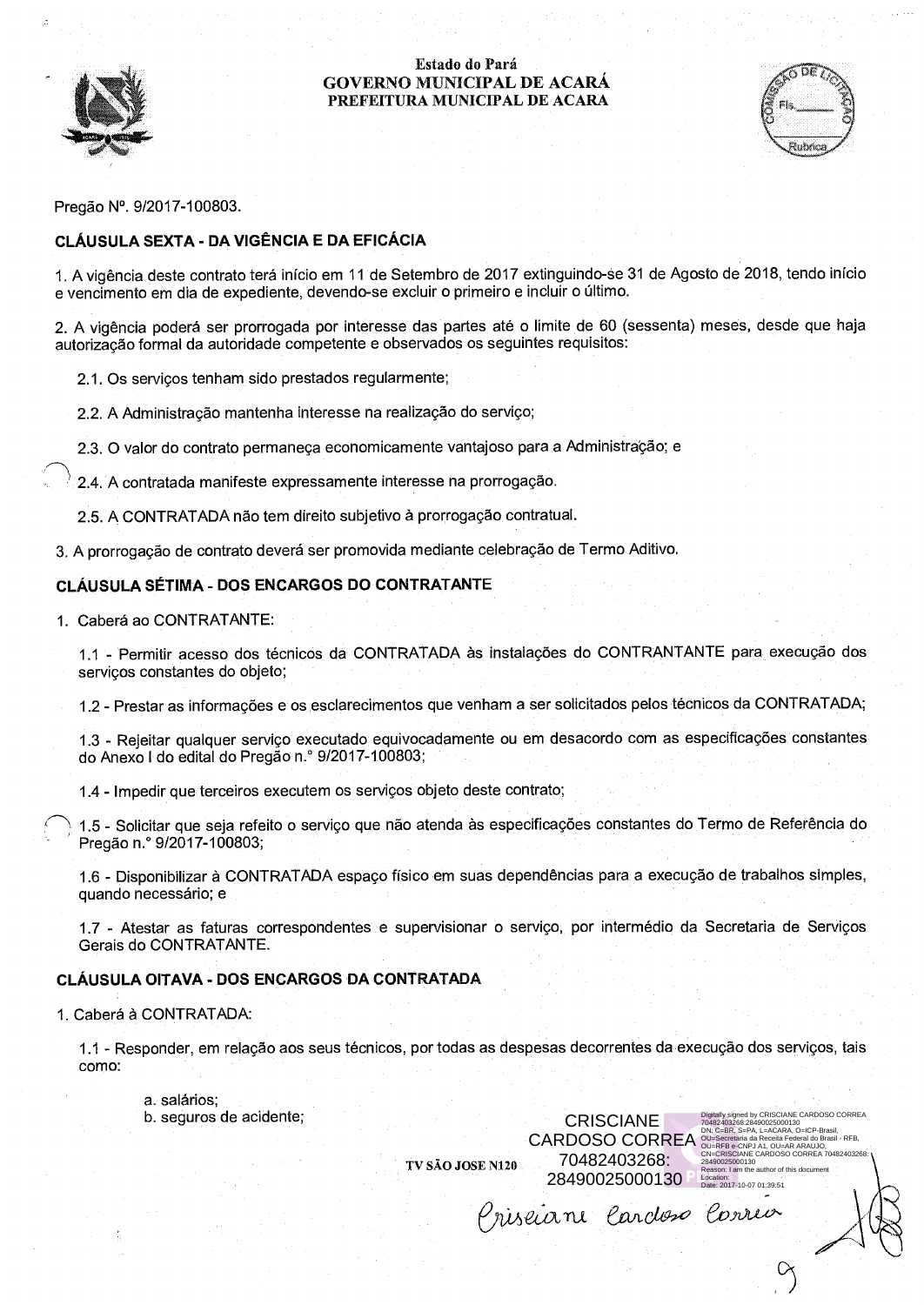Pregão Nº. 9/2017-100803.

## CLÁUSULA SEXTA - DA VIGÊNCIA E DA EFICÁCIA

1. A vigência deste contrato terá início em 11 de Setembro de 2017 extinguindo-se 31 de Agosto de 2018, tendo início e vencimento em dia de expediente, devendo-se excluir o primeiro e incluir o último.

2. A vigência poderá ser prorrogada por interesse das partes até o limite de 60 (sessenta) meses, desde que haja autorização formal da autoridade competente e observados os seguintes requisitos:

   2.1. Os serviços tenham sido prestados regularmente;

   2.2. A Administração mantenha interesse na realização do serviço;

   2.3. O valor do contrato permaneça economicamente vantajoso para a Administração; e

   2.4. A contratada manifeste expressamente interesse na prorrogação.

   2.5. A CONTRATADA não tem direito subjetivo à prorrogação contratual.

3. A prorrogação de contrato deverá ser promovida mediante celebração de Termo Aditivo.

## CLÁUSULA SÉTIMA - DOS ENCARGOS DO CONTRATANTE

1. Caberá ao CONTRATANTE:

   1.1 - Permitir acesso dos técnicos da CONTRATADA às instalações do CONTRANTANTE para execução dos serviços constantes do objeto;

   1.2 - Prestar as informações e os esclarecimentos que venham a ser solicitados pelos técnicos da CONTRATADA;

   1.3 - Rejeitar qualquer serviço executado equivocadamente ou em desacordo com as especificações constantes do Anexo I do edital do Pregão n.° 9/2017-100803;

   1.4 - Impedir que terceiros executem os serviços objeto deste contrato;

   1.5 - Solicitar que seja refeito o serviço que não atenda às especificações constantes do Termo de Referência do Pregão n.° 9/2017-100803;

   1.6 - Disponibilizar à CONTRATADA espaço físico em suas dependências para a execução de trabalhos simples, quando necessário; e

   1.7 - Atestar as faturas correspondentes e supervisionar o serviço, por intermédio da Secretaria de Serviços Gerais do CONTRATANTE.

## CLÁUSULA OITAVA - DOS ENCARGOS DA CONTRATADA

1. Caberá à CONTRATADA:

   1.1 - Responder, em relação aos seus técnicos, por todas as despesas decorrentes da execução dos serviços, tais como:

      a. salários;
      b. seguros de acidente;

TV SÃO JOSE N120

CRISCIANE CARDOSO CORREA 70482403268:28490025000130

Digitally signed by CRISCIANE CARDOSO CORREA 70482403268:28490025000130
DN: C=BR, S=PA, L=ACARA, O=ICP-Brasil, OU=Secretaria da Receita Federal do Brasil - RFB, OU=RFB e-CNPJ A1, OU=AR ARAUJO, CN=CRISCIANE CARDOSO CORREA 70482403268:28490025000130
Reason: I am the author of this document
Location:
Date: 2017-10-07 01:39:51

Crisciane Cardoso Correa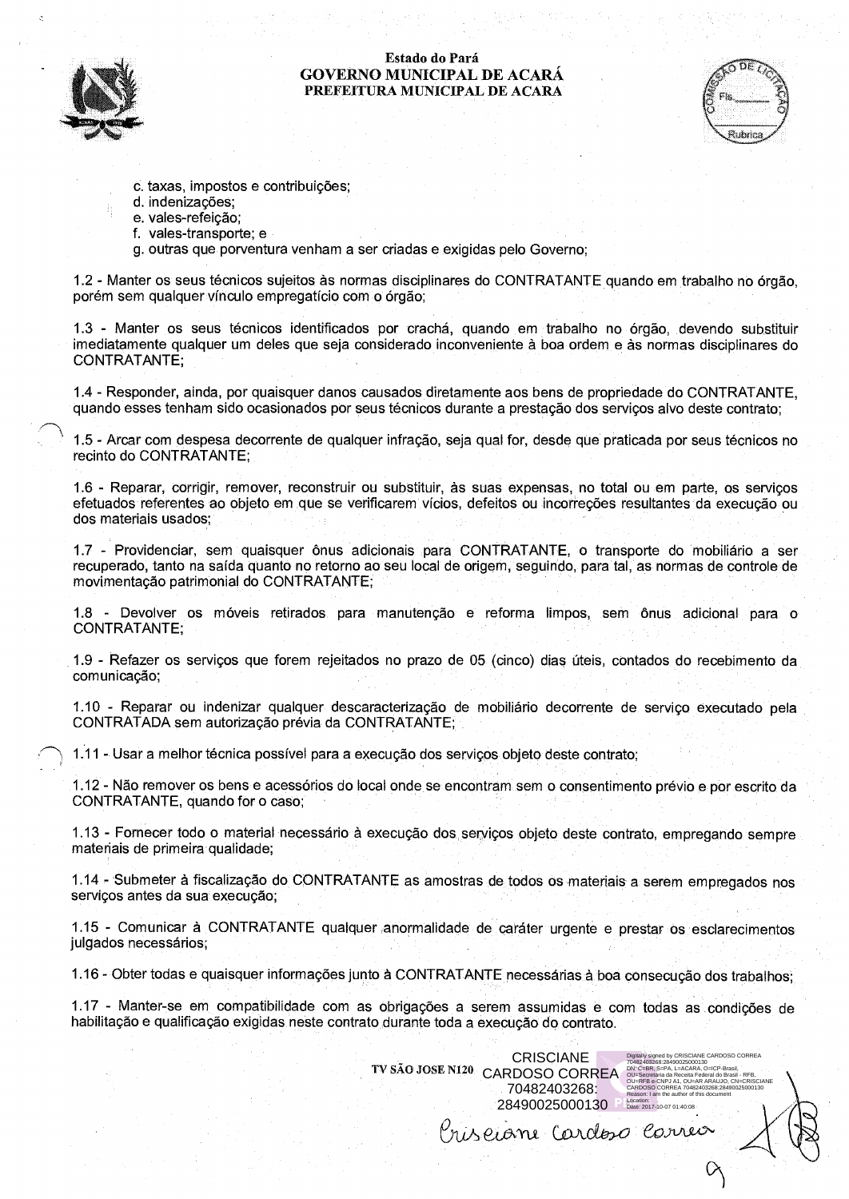c. taxas, impostos e contribuições;
d. indenizações;
e. vales-refeição;
f. vales-transporte; e
g. outras que porventura venham a ser criadas e exigidas pelo Governo;

1.2 - Manter os seus técnicos sujeitos às normas disciplinares do CONTRATANTE quando em trabalho no órgão, porém sem qualquer vínculo empregatício com o órgão;

1.3 - Manter os seus técnicos identificados por crachá, quando em trabalho no órgão, devendo substituir imediatamente qualquer um deles que seja considerado inconveniente à boa ordem e às normas disciplinares do CONTRATANTE;

1.4 - Responder, ainda, por quaisquer danos causados diretamente aos bens de propriedade do CONTRATANTE, quando esses tenham sido ocasionados por seus técnicos durante a prestação dos serviços alvo deste contrato;

1.5 - Arcar com despesa decorrente de qualquer infração, seja qual for, desde que praticada por seus técnicos no recinto do CONTRATANTE;

1.6 - Reparar, corrigir, remover, reconstruir ou substituir, às suas expensas, no total ou em parte, os serviços efetuados referentes ao objeto em que se verificarem vícios, defeitos ou incorreções resultantes da execução ou dos materiais usados;

1.7 - Providenciar, sem quaisquer ônus adicionais para CONTRATANTE, o transporte do mobiliário a ser recuperado, tanto na saída quanto no retorno ao seu local de origem, seguindo, para tal, as normas de controle de movimentação patrimonial do CONTRATANTE;

1.8 - Devolver os móveis retirados para manutenção e reforma limpos, sem ônus adicional para o CONTRATANTE;

1.9 - Refazer os serviços que forem rejeitados no prazo de 05 (cinco) dias úteis, contados do recebimento da comunicação;

1.10 - Reparar ou indenizar qualquer descaracterização de mobiliário decorrente de serviço executado pela CONTRATADA sem autorização prévia da CONTRATANTE;

1.11 - Usar a melhor técnica possível para a execução dos serviços objeto deste contrato;

1.12 - Não remover os bens e acessórios do local onde se encontram sem o consentimento prévio e por escrito da CONTRATANTE, quando for o caso;

1.13 - Fornecer todo o material necessário à execução dos serviços objeto deste contrato, empregando sempre materiais de primeira qualidade;

1.14 - Submeter à fiscalização do CONTRATANTE as amostras de todos os materiais a serem empregados nos serviços antes da sua execução;

1.15 - Comunicar à CONTRATANTE qualquer anormalidade de caráter urgente e prestar os esclarecimentos julgados necessários;

1.16 - Obter todas e quaisquer informações junto à CONTRATANTE necessárias à boa consecução dos trabalhos;

1.17 - Manter-se em compatibilidade com as obrigações a serem assumidas e com todas as condições de habilitação e qualificação exigidas neste contrato durante toda a execução do contrato.

CRISCIANE CARDOSO CORREA 70482403268:28490025000130

Digitally signed by CRISCIANE CARDOSO CORREA 70482403268:28490025000130
Date: 2017-10-07 01:40:08

Crisciane Cardoso Correa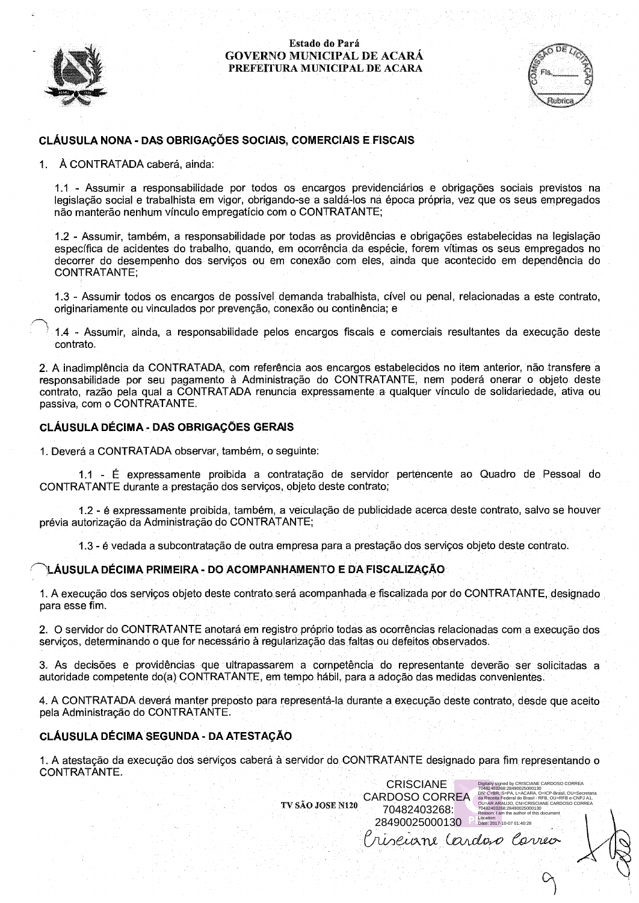## CLÁUSULA NONA - DAS OBRIGAÇÕES SOCIAIS, COMERCIAIS E FISCAIS

1. À CONTRATADA caberá, ainda:

1.1 - Assumir a responsabilidade por todos os encargos previdenciários e obrigações sociais previstos na legislação social e trabalhista em vigor, obrigando-se a saldá-los na época própria, vez que os seus empregados não manterão nenhum vínculo empregatício com o CONTRATANTE;

1.2 - Assumir, também, a responsabilidade por todas as providências e obrigações estabelecidas na legislação específica de acidentes do trabalho, quando, em ocorrência da espécie, forem vítimas os seus empregados no decorrer do desempenho dos serviços ou em conexão com eles, ainda que acontecido em dependência do CONTRATANTE;

1.3 - Assumir todos os encargos de possível demanda trabalhista, cível ou penal, relacionadas a este contrato, originariamente ou vinculados por prevenção, conexão ou continência; e

1.4 - Assumir, ainda, a responsabilidade pelos encargos fiscais e comerciais resultantes da execução deste contrato.

2. A inadimplência da CONTRATADA, com referência aos encargos estabelecidos no item anterior, não transfere a responsabilidade por seu pagamento à Administração do CONTRATANTE, nem poderá onerar o objeto deste contrato, razão pela qual a CONTRATADA renuncia expressamente a qualquer vínculo de solidariedade, ativa ou passiva, com o CONTRATANTE.

## CLÁUSULA DÉCIMA - DAS OBRIGAÇÕES GERAIS

1. Deverá a CONTRATADA observar, também, o seguinte:

1.1 - É expressamente proibida a contratação de servidor pertencente ao Quadro de Pessoal do CONTRATANTE durante a prestação dos serviços, objeto deste contrato;

1.2 - é expressamente proibida, também, a veiculação de publicidade acerca deste contrato, salvo se houver prévia autorização da Administração do CONTRATANTE;

1.3 - é vedada a subcontratação de outra empresa para a prestação dos serviços objeto deste contrato.

## CLÁUSULA DÉCIMA PRIMEIRA - DO ACOMPANHAMENTO E DA FISCALIZAÇÃO

1. A execução dos serviços objeto deste contrato será acompanhada e fiscalizada por do CONTRATANTE, designado para esse fim.

2. O servidor do CONTRATANTE anotará em registro próprio todas as ocorrências relacionadas com a execução dos serviços, determinando o que for necessário à regularização das faltas ou defeitos observados.

3. As decisões e providências que ultrapassarem a competência do representante deverão ser solicitadas a autoridade competente do(a) CONTRATANTE, em tempo hábil, para a adoção das medidas convenientes.

4. A CONTRATADA deverá manter preposto para representá-la durante a execução deste contrato, desde que aceito pela Administração do CONTRATANTE.

## CLÁUSULA DÉCIMA SEGUNDA - DA ATESTAÇÃO

1. A atestação da execução dos serviços caberá à servidor do CONTRATANTE designado para fim representando o CONTRATANTE.

TV SÃO JOSE N120

CRISCIANE CARDOSO CORREA 70482403268:28490025000130

Digitally signed by CRISCIANE CARDOSO CORREA 70482403268:28490025000130
DN: C=BR, S=PA, L=ACARA, O=ICP-Brasil, OU=Secretaria da Receita Federal do Brasil - RFB, OU=RFB e-CNPJ A1, OU=AR ARAUJO, CN=CRISCIANE CARDOSO CORREA 70482403268:28490025000130
Reason: I am the author of this document
Location:
Date: 2017-10-07 01:40:28

Crisciane Cardoso Correa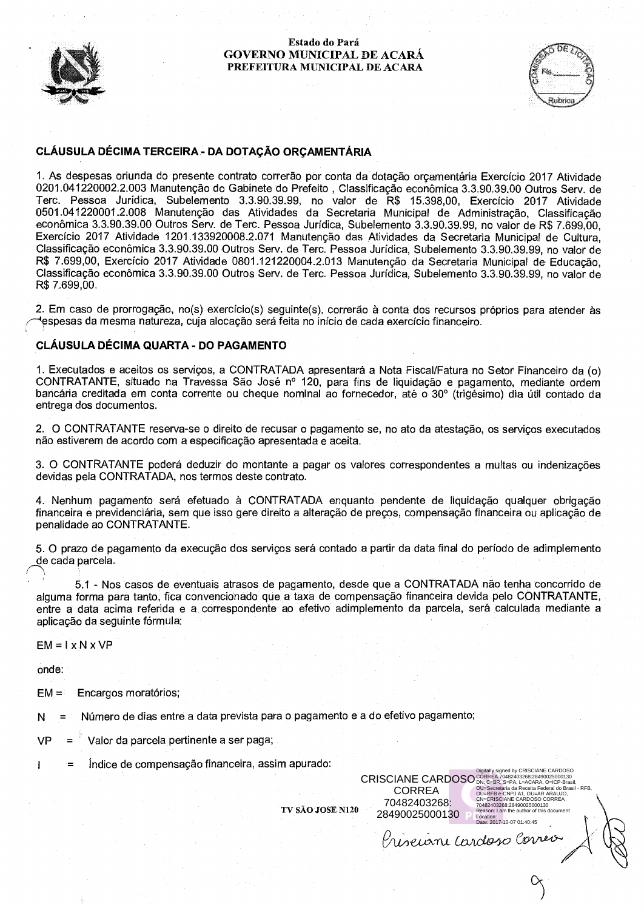## CLÁUSULA DÉCIMA TERCEIRA - DA DOTAÇÃO ORÇAMENTÁRIA

1. As despesas oriunda do presente contrato correrão por conta da dotação orçamentária Exercício 2017 Atividade 0201.041220002.2.003 Manutenção do Gabinete do Prefeito , Classificação econômica 3.3.90.39.00 Outros Serv. de Terc. Pessoa Jurídica, Subelemento 3.3.90.39.99, no valor de R$ 15.398,00, Exercício 2017 Atividade 0501.041220001.2.008 Manutenção das Atividades da Secretaria Municipal de Administração, Classificação econômica 3.3.90.39.00 Outros Serv. de Terc. Pessoa Jurídica, Subelemento 3.3.90.39.99, no valor de R$ 7.699,00, Exercício 2017 Atividade 1201.133920008.2.071 Manutenção das Atividades da Secretaria Municipal de Cultura, Classificação econômica 3.3.90.39.00 Outros Serv. de Terc. Pessoa Jurídica, Subelemento 3.3.90.39.99, no valor de R$ 7.699,00, Exercício 2017 Atividade 0801.121220004.2.013 Manutenção da Secretaria Municipal de Educação, Classificação econômica 3.3.90.39.00 Outros Serv. de Terc. Pessoa Jurídica, Subelemento 3.3.90.39.99, no valor de R$ 7.699,00.

2. Em caso de prorrogação, no(s) exercício(s) seguinte(s), correrão à conta dos recursos próprios para atender às despesas da mesma natureza, cuja alocação será feita no início de cada exercício financeiro.

## CLÁUSULA DÉCIMA QUARTA - DO PAGAMENTO

1. Executados e aceitos os serviços, a CONTRATADA apresentará a Nota Fiscal/Fatura no Setor Financeiro da (o) CONTRATANTE, situado na Travessa São José nº 120, para fins de liquidação e pagamento, mediante ordem bancária creditada em conta corrente ou cheque nominal ao fornecedor, até o 30º (trigésimo) dia útil contado da entrega dos documentos.

2. O CONTRATANTE reserva-se o direito de recusar o pagamento se, no ato da atestação, os serviços executados não estiverem de acordo com a especificação apresentada e aceita.

3. O CONTRATANTE poderá deduzir do montante a pagar os valores correspondentes a multas ou indenizações devidas pela CONTRATADA, nos termos deste contrato.

4. Nenhum pagamento será efetuado à CONTRATADA enquanto pendente de liquidação qualquer obrigação financeira e previdenciária, sem que isso gere direito a alteração de preços, compensação financeira ou aplicação de penalidade ao CONTRATANTE.

5. O prazo de pagamento da execução dos serviços será contado a partir da data final do período de adimplemento de cada parcela.

5.1 - Nos casos de eventuais atrasos de pagamento, desde que a CONTRATADA não tenha concorrido de alguma forma para tanto, fica convencionado que a taxa de compensação financeira devida pelo CONTRATANTE, entre a data acima referida e a correspondente ao efetivo adimplemento da parcela, será calculada mediante a aplicação da seguinte fórmula:

$$EM = I \times N \times VP$$

onde:

EM = Encargos moratórios;

N = Número de dias entre a data prevista para o pagamento e a do efetivo pagamento;

VP = Valor da parcela pertinente a ser paga;

I = Índice de compensação financeira, assim apurado:

CRISCIANE CARDOSO CORREA 70482403268:28490025000130

Digitally signed by CRISCIANE CARDOSO CORREA 70482403268:28490025000130 DN: C=BR, S=PA, L=ACARA, O=ICP-Brasil, OU=Secretaria da Receita Federal do Brasil - RFB, OU=RFB e-CNPJ A1, OU=AR ARAUJO, CN=CRISCIANE CARDOSO CORREA 70482403268:28490025000130 Reason: I am the author of this document Location: Date: 2017-10-07 01:40:45

Crisciane Cardoso Correa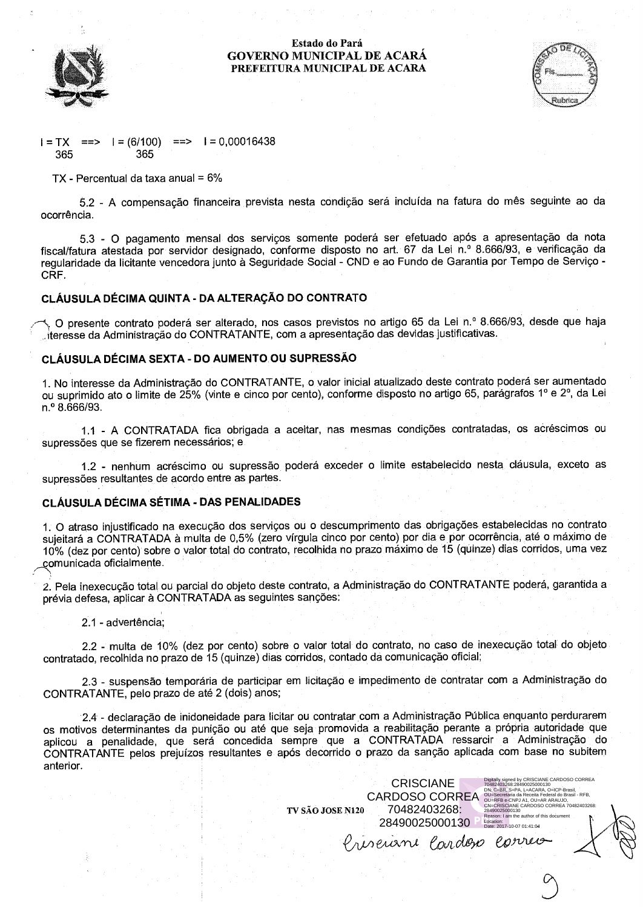$$I = \frac{TX}{365} \implies I = \frac{(6/100)}{365} \implies I = 0{,}00016438$$

TX - Percentual da taxa anual = 6%

5.2 - A compensação financeira prevista nesta condição será incluída na fatura do mês seguinte ao da ocorrência.

5.3 - O pagamento mensal dos serviços somente poderá ser efetuado após a apresentação da nota fiscal/fatura atestada por servidor designado, conforme disposto no art. 67 da Lei n.º 8.666/93, e verificação da regularidade da licitante vencedora junto à Seguridade Social - CND e ao Fundo de Garantia por Tempo de Serviço - CRF.

## CLÁUSULA DÉCIMA QUINTA - DA ALTERAÇÃO DO CONTRATO

1. O presente contrato poderá ser alterado, nos casos previstos no artigo 65 da Lei n.º 8.666/93, desde que haja interesse da Administração do CONTRATANTE, com a apresentação das devidas justificativas.

## CLÁUSULA DÉCIMA SEXTA - DO AUMENTO OU SUPRESSÃO

1. No interesse da Administração do CONTRATANTE, o valor inicial atualizado deste contrato poderá ser aumentado ou suprimido ato o limite de 25% (vinte e cinco por cento), conforme disposto no artigo 65, parágrafos 1º e 2º, da Lei n.º 8.666/93.

1.1 - A CONTRATADA fica obrigada a aceitar, nas mesmas condições contratadas, os acréscimos ou supressões que se fizerem necessários; e

1.2 - nenhum acréscimo ou supressão poderá exceder o limite estabelecido nesta cláusula, exceto as supressões resultantes de acordo entre as partes.

## CLÁUSULA DÉCIMA SÉTIMA - DAS PENALIDADES

1. O atraso injustificado na execução dos serviços ou o descumprimento das obrigações estabelecidas no contrato sujeitará a CONTRATADA à multa de 0,5% (zero vírgula cinco por cento) por dia e por ocorrência, até o máximo de 10% (dez por cento) sobre o valor total do contrato, recolhida no prazo máximo de 15 (quinze) dias corridos, uma vez comunicada oficialmente.

2. Pela inexecução total ou parcial do objeto deste contrato, a Administração do CONTRATANTE poderá, garantida a prévia defesa, aplicar à CONTRATADA as seguintes sanções:

2.1 - advertência;

2.2 - multa de 10% (dez por cento) sobre o valor total do contrato, no caso de inexecução total do objeto contratado, recolhida no prazo de 15 (quinze) dias corridos, contado da comunicação oficial;

2.3 - suspensão temporária de participar em licitação e impedimento de contratar com a Administração do CONTRATANTE, pelo prazo de até 2 (dois) anos;

2.4 - declaração de inidoneidade para licitar ou contratar com a Administração Pública enquanto perdurarem os motivos determinantes da punição ou até que seja promovida a reabilitação perante a própria autoridade que aplicou a penalidade, que será concedida sempre que a CONTRATADA ressarcir a Administração do CONTRATANTE pelos prejuízos resultantes e após decorrido o prazo da sanção aplicada com base no subitem anterior.

TV SÃO JOSE N120

CRISCIANE CARDOSO CORREA 70482403268:28490025000130

Digitally signed by CRISCIANE CARDOSO CORREA 70482403268:28490025000130
DN: C=BR, S=PA, L=ACARA, O=ICP-Brasil, OU=Secretaria da Receita Federal do Brasil - RFB, OU=RFB e-CNPJ A1, OU=AR ARAUJO, CN=CRISCIANE CARDOSO CORREA 70482403268:28490025000130
Reason: I am the author of this document
Location:
Date: 2017-10-07 01:41:04

Crisciane Cardoso Correa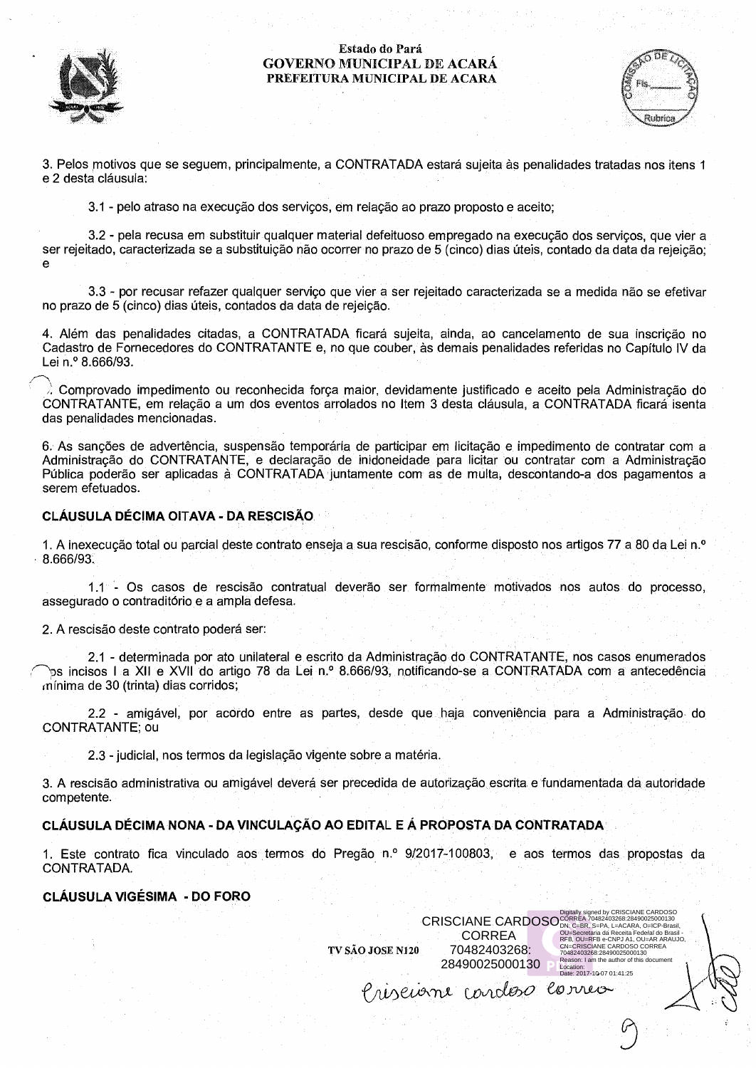3. Pelos motivos que se seguem, principalmente, a CONTRATADA estará sujeita às penalidades tratadas nos itens 1 e 2 desta cláusula:

3.1 - pelo atraso na execução dos serviços, em relação ao prazo proposto e aceito;

3.2 - pela recusa em substituir qualquer material defeituoso empregado na execução dos serviços, que vier a ser rejeitado, caracterizada se a substituição não ocorrer no prazo de 5 (cinco) dias úteis, contado da data da rejeição; e

3.3 - por recusar refazer qualquer serviço que vier a ser rejeitado caracterizada se a medida não se efetivar no prazo de 5 (cinco) dias úteis, contados da data de rejeição.

4. Além das penalidades citadas, a CONTRATADA ficará sujeita, ainda, ao cancelamento de sua inscrição no Cadastro de Fornecedores do CONTRATANTE e, no que couber, às demais penalidades referidas no Capítulo IV da Lei n.º 8.666/93.

5. Comprovado impedimento ou reconhecida força maior, devidamente justificado e aceito pela Administração do CONTRATANTE, em relação a um dos eventos arrolados no Item 3 desta cláusula, a CONTRATADA ficará isenta das penalidades mencionadas.

6. As sanções de advertência, suspensão temporária de participar em licitação e impedimento de contratar com a Administração do CONTRATANTE, e declaração de inidoneidade para licitar ou contratar com a Administração Pública poderão ser aplicadas à CONTRATADA juntamente com as de multa, descontando-a dos pagamentos a serem efetuados.

**CLÁUSULA DÉCIMA OITAVA - DA RESCISÃO**

1. A inexecução total ou parcial deste contrato enseja a sua rescisão, conforme disposto nos artigos 77 a 80 da Lei n.º 8.666/93.

1.1 - Os casos de rescisão contratual deverão ser formalmente motivados nos autos do processo, assegurado o contraditório e a ampla defesa.

2. A rescisão deste contrato poderá ser:

2.1 - determinada por ato unilateral e escrito da Administração do CONTRATANTE, nos casos enumerados nos incisos I a XII e XVII do artigo 78 da Lei n.º 8.666/93, notificando-se a CONTRATADA com a antecedência mínima de 30 (trinta) dias corridos;

2.2 - amigável, por acordo entre as partes, desde que haja conveniência para a Administração do CONTRATANTE; ou

2.3 - judicial, nos termos da legislação vigente sobre a matéria.

3. A rescisão administrativa ou amigável deverá ser precedida de autorização escrita e fundamentada da autoridade competente.

**CLÁUSULA DÉCIMA NONA - DA VINCULAÇÃO AO EDITAL E Á PROPOSTA DA CONTRATADA**

1. Este contrato fica vinculado aos termos do Pregão n.º 9/2017-100803, e aos termos das propostas da CONTRATADA.

**CLÁUSULA VIGÉSIMA - DO FORO**

CRISCIANE CARDOSO CORREA 70482403268:28490025000130

Digitally signed by CRISCIANE CARDOSO CORREA 70482403268:28490025000130
DN: C=BR, S=PA, L=ACARA, O=ICP-Brasil, OU=Secretaria da Receita Federal do Brasil - RFB, OU=RFB e-CNPJ A1, OU=AR ARAUJO, CN=CRISCIANE CARDOSO CORREA 70482403268:28490025000130
Reason: I am the author of this document
Location:
Date: 2017-10-07 01:41:25

TV SÃO JOSE N120

Crisciane cardoso correa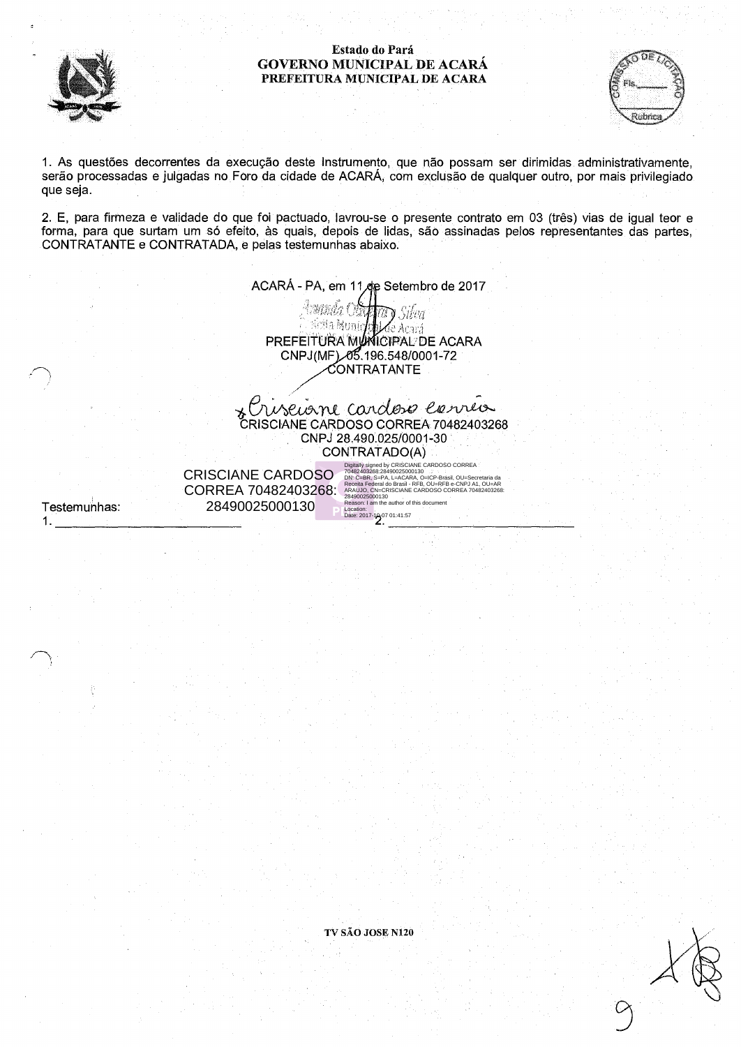Estado do Pará
**GOVERNO MUNICIPAL DE ACARÁ**
**PREFEITURA MUNICIPAL DE ACARA**

1. As questões decorrentes da execução deste Instrumento, que não possam ser dirimidas administrativamente, serão processadas e julgadas no Foro da cidade de ACARÁ, com exclusão de qualquer outro, por mais privilegiado que seja.

2. E, para firmeza e validade do que foi pactuado, lavrou-se o presente contrato em 03 (três) vias de igual teor e forma, para que surtam um só efeito, às quais, depois de lidas, são assinadas pelos representantes das partes, CONTRATANTE e CONTRATADA, e pelas testemunhas abaixo.

ACARÁ - PA, em 11 de Setembro de 2017

PREFEITURA MUNICIPAL DE ACARA
CNPJ(MF) 05.196.548/0001-72
CONTRATANTE

CRISCIANE CARDOSO CORREA 70482403268
CNPJ 28.490.025/0001-30
CONTRATADO(A)

CRISCIANE CARDOSO CORREA 70482403268: 28490025000130

Digitally signed by CRISCIANE CARDOSO CORREA 70482403268:28490025000130
DN: C=BR, S=PA, L=ACARA, O=ICP-Brasil, OU=Secretaria da Receita Federal do Brasil - RFB, OU=RFB e-CNPJ A1, OU=AR ARAUJO, CN=CRISCIANE CARDOSO CORREA 70482403268:28490025000130
Reason: I am the author of this document
Location:
Date: 2017-10-07 01:41:57

Testemunhas:

1. ______________________________ 2. ______________________________

TV SÃO JOSE N120